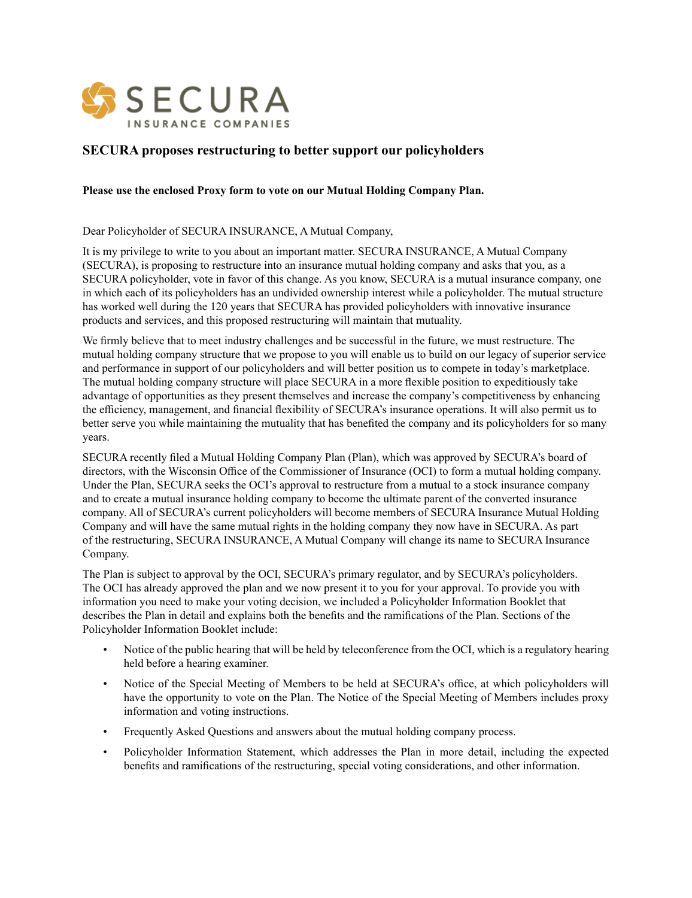SECURA
INSURANCE COMPANIES

## SECURA proposes restructuring to better support our policyholders

**Please use the enclosed Proxy form to vote on our Mutual Holding Company Plan.**

Dear Policyholder of SECURA INSURANCE, A Mutual Company,

It is my privilege to write to you about an important matter. SECURA INSURANCE, A Mutual Company (SECURA), is proposing to restructure into an insurance mutual holding company and asks that you, as a SECURA policyholder, vote in favor of this change. As you know, SECURA is a mutual insurance company, one in which each of its policyholders has an undivided ownership interest while a policyholder. The mutual structure has worked well during the 120 years that SECURA has provided policyholders with innovative insurance products and services, and this proposed restructuring will maintain that mutuality.

We firmly believe that to meet industry challenges and be successful in the future, we must restructure. The mutual holding company structure that we propose to you will enable us to build on our legacy of superior service and performance in support of our policyholders and will better position us to compete in today's marketplace. The mutual holding company structure will place SECURA in a more flexible position to expeditiously take advantage of opportunities as they present themselves and increase the company's competitiveness by enhancing the efficiency, management, and financial flexibility of SECURA's insurance operations. It will also permit us to better serve you while maintaining the mutuality that has benefited the company and its policyholders for so many years.

SECURA recently filed a Mutual Holding Company Plan (Plan), which was approved by SECURA's board of directors, with the Wisconsin Office of the Commissioner of Insurance (OCI) to form a mutual holding company. Under the Plan, SECURA seeks the OCI's approval to restructure from a mutual to a stock insurance company and to create a mutual insurance holding company to become the ultimate parent of the converted insurance company. All of SECURA's current policyholders will become members of SECURA Insurance Mutual Holding Company and will have the same mutual rights in the holding company they now have in SECURA. As part of the restructuring, SECURA INSURANCE, A Mutual Company will change its name to SECURA Insurance Company.

The Plan is subject to approval by the OCI, SECURA's primary regulator, and by SECURA's policyholders. The OCI has already approved the plan and we now present it to you for your approval. To provide you with information you need to make your voting decision, we included a Policyholder Information Booklet that describes the Plan in detail and explains both the benefits and the ramifications of the Plan. Sections of the Policyholder Information Booklet include:

- Notice of the public hearing that will be held by teleconference from the OCI, which is a regulatory hearing held before a hearing examiner.
- Notice of the Special Meeting of Members to be held at SECURA's office, at which policyholders will have the opportunity to vote on the Plan. The Notice of the Special Meeting of Members includes proxy information and voting instructions.
- Frequently Asked Questions and answers about the mutual holding company process.
- Policyholder Information Statement, which addresses the Plan in more detail, including the expected benefits and ramifications of the restructuring, special voting considerations, and other information.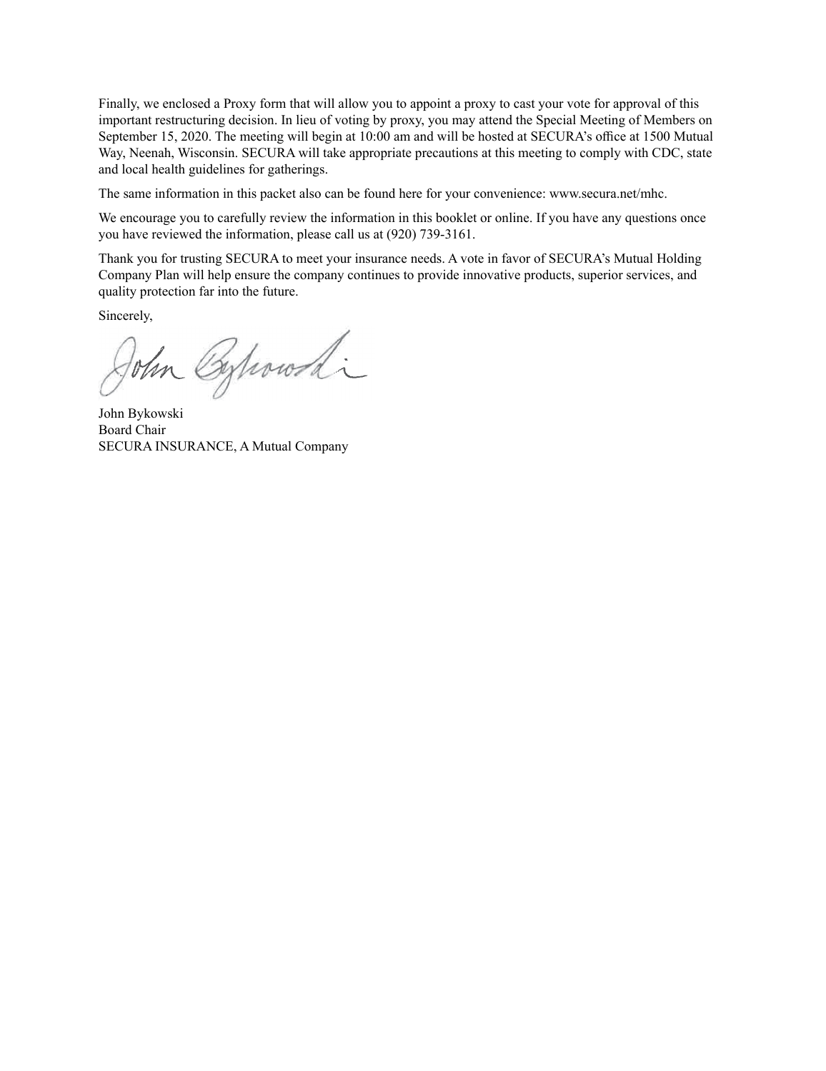Finally, we enclosed a Proxy form that will allow you to appoint a proxy to cast your vote for approval of this important restructuring decision. In lieu of voting by proxy, you may attend the Special Meeting of Members on September 15, 2020. The meeting will begin at 10:00 am and will be hosted at SECURA's office at 1500 Mutual Way, Neenah, Wisconsin. SECURA will take appropriate precautions at this meeting to comply with CDC, state and local health guidelines for gatherings.

The same information in this packet also can be found here for your convenience: www.secura.net/mhc.

We encourage you to carefully review the information in this booklet or online. If you have any questions once you have reviewed the information, please call us at (920) 739-3161.

Thank you for trusting SECURA to meet your insurance needs. A vote in favor of SECURA's Mutual Holding Company Plan will help ensure the company continues to provide innovative products, superior services, and quality protection far into the future.

Sincerely,

John Bykowski
Board Chair
SECURA INSURANCE, A Mutual Company